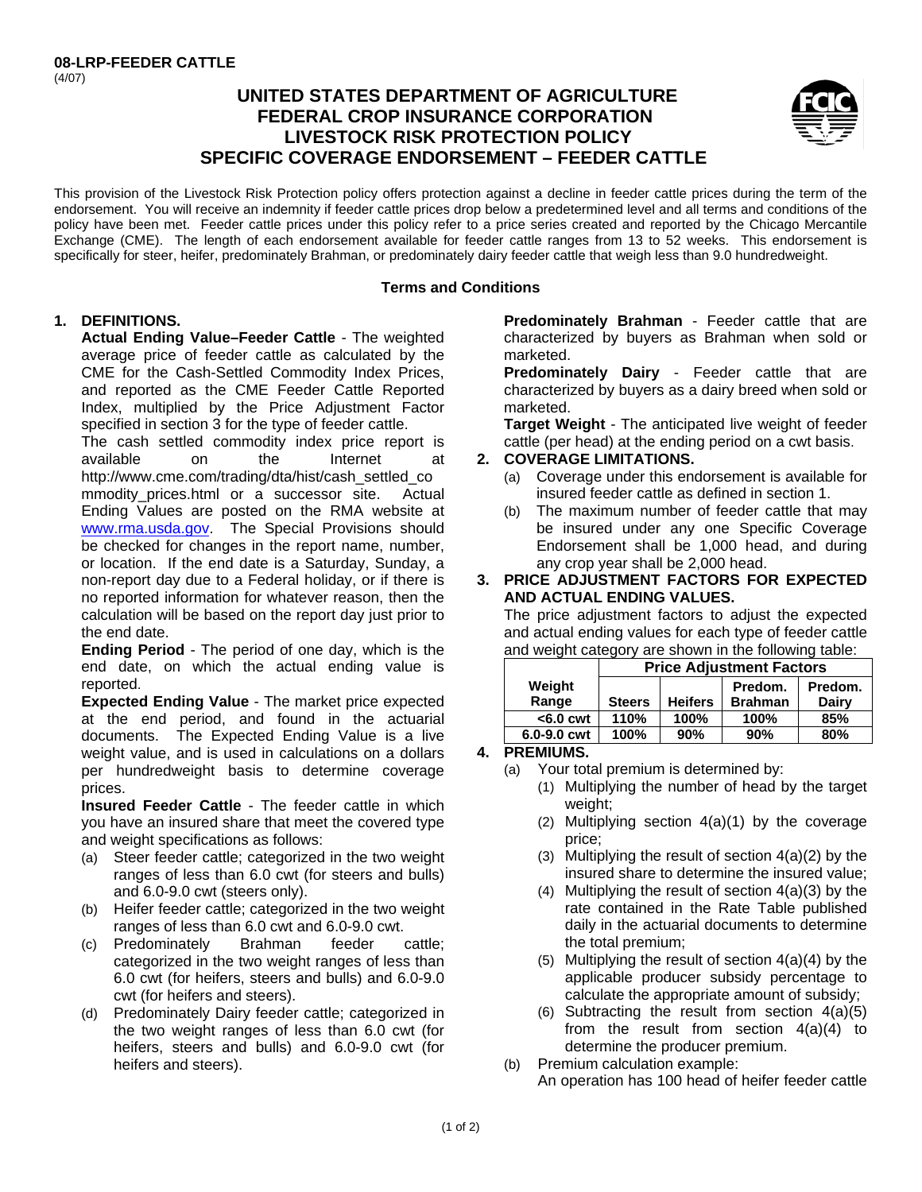**08-LRP-FEEDER CATTLE**
(4/07)

# UNITED STATES DEPARTMENT OF AGRICULTURE
# FEDERAL CROP INSURANCE CORPORATION
# LIVESTOCK RISK PROTECTION POLICY
# SPECIFIC COVERAGE ENDORSEMENT – FEEDER CATTLE

This provision of the Livestock Risk Protection policy offers protection against a decline in feeder cattle prices during the term of the endorsement. You will receive an indemnity if feeder cattle prices drop below a predetermined level and all terms and conditions of the policy have been met. Feeder cattle prices under this policy refer to a price series created and reported by the Chicago Mercantile Exchange (CME). The length of each endorsement available for feeder cattle ranges from 13 to 52 weeks. This endorsement is specifically for steer, heifer, predominately Brahman, or predominately dairy feeder cattle that weigh less than 9.0 hundredweight.

**Terms and Conditions**

**1. DEFINITIONS.**

**Actual Ending Value–Feeder Cattle** - The weighted average price of feeder cattle as calculated by the CME for the Cash-Settled Commodity Index Prices, and reported as the CME Feeder Cattle Reported Index, multiplied by the Price Adjustment Factor specified in section 3 for the type of feeder cattle.

The cash settled commodity index price report is available on the Internet at http://www.cme.com/trading/dta/hist/cash_settled_commodity_prices.html or a successor site. Actual Ending Values are posted on the RMA website at www.rma.usda.gov. The Special Provisions should be checked for changes in the report name, number, or location. If the end date is a Saturday, Sunday, a non-report day due to a Federal holiday, or if there is no reported information for whatever reason, then the calculation will be based on the report day just prior to the end date.

**Ending Period** - The period of one day, which is the end date, on which the actual ending value is reported.

**Expected Ending Value** - The market price expected at the end period, and found in the actuarial documents. The Expected Ending Value is a live weight value, and is used in calculations on a dollars per hundredweight basis to determine coverage prices.

**Insured Feeder Cattle** - The feeder cattle in which you have an insured share that meet the covered type and weight specifications as follows:

(a) Steer feeder cattle; categorized in the two weight ranges of less than 6.0 cwt (for steers and bulls) and 6.0-9.0 cwt (steers only).

(b) Heifer feeder cattle; categorized in the two weight ranges of less than 6.0 cwt and 6.0-9.0 cwt.

(c) Predominately Brahman feeder cattle; categorized in the two weight ranges of less than 6.0 cwt (for heifers, steers and bulls) and 6.0-9.0 cwt (for heifers and steers).

(d) Predominately Dairy feeder cattle; categorized in the two weight ranges of less than 6.0 cwt (for heifers, steers and bulls) and 6.0-9.0 cwt (for heifers and steers).

**Predominately Brahman** - Feeder cattle that are characterized by buyers as Brahman when sold or marketed.

**Predominately Dairy** - Feeder cattle that are characterized by buyers as a dairy breed when sold or marketed.

**Target Weight** - The anticipated live weight of feeder cattle (per head) at the ending period on a cwt basis.

**2. COVERAGE LIMITATIONS.**

(a) Coverage under this endorsement is available for insured feeder cattle as defined in section 1.

(b) The maximum number of feeder cattle that may be insured under any one Specific Coverage Endorsement shall be 1,000 head, and during any crop year shall be 2,000 head.

**3. PRICE ADJUSTMENT FACTORS FOR EXPECTED AND ACTUAL ENDING VALUES.**

The price adjustment factors to adjust the expected and actual ending values for each type of feeder cattle and weight category are shown in the following table:

| | Price Adjustment Factors | | | |
|---|---|---|---|---|
| **Weight Range** | **Steers** | **Heifers** | **Predom. Brahman** | **Predom. Dairy** |
| **<6.0 cwt** | 110% | 100% | 100% | 85% |
| **6.0-9.0 cwt** | 100% | 90% | 90% | 80% |

**4. PREMIUMS.**

(a) Your total premium is determined by:

(1) Multiplying the number of head by the target weight;

(2) Multiplying section 4(a)(1) by the coverage price;

(3) Multiplying the result of section 4(a)(2) by the insured share to determine the insured value;

(4) Multiplying the result of section 4(a)(3) by the rate contained in the Rate Table published daily in the actuarial documents to determine the total premium;

(5) Multiplying the result of section 4(a)(4) by the applicable producer subsidy percentage to calculate the appropriate amount of subsidy;

(6) Subtracting the result from section 4(a)(5) from the result from section 4(a)(4) to determine the producer premium.

(b) Premium calculation example:

An operation has 100 head of heifer feeder cattle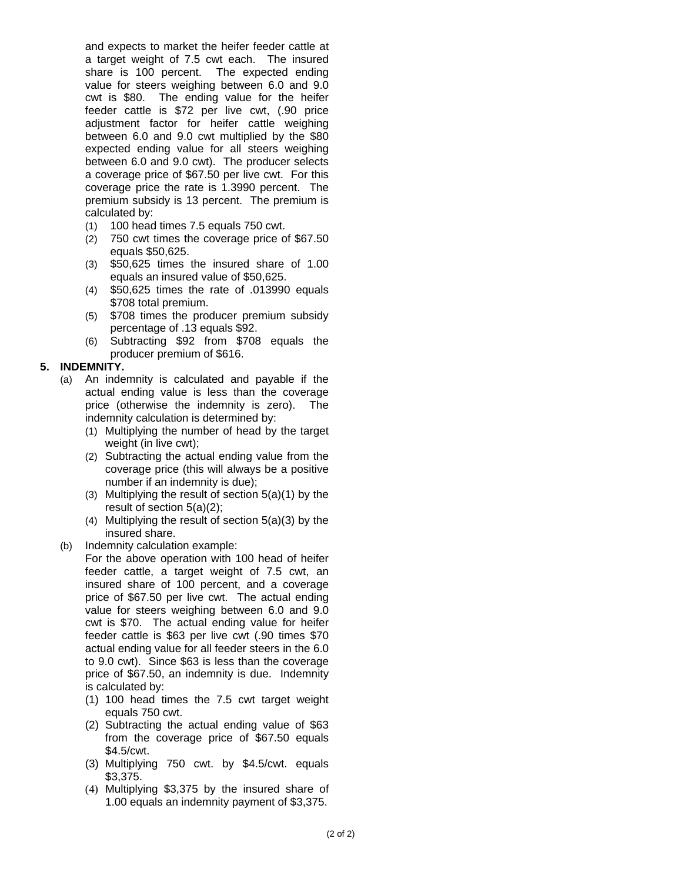and expects to market the heifer feeder cattle at a target weight of 7.5 cwt each. The insured share is 100 percent. The expected ending value for steers weighing between 6.0 and 9.0 cwt is $80. The ending value for the heifer feeder cattle is $72 per live cwt, (.90 price adjustment factor for heifer cattle weighing between 6.0 and 9.0 cwt multiplied by the $80 expected ending value for all steers weighing between 6.0 and 9.0 cwt). The producer selects a coverage price of $67.50 per live cwt. For this coverage price the rate is 1.3990 percent. The premium subsidy is 13 percent. The premium is calculated by:

(1) 100 head times 7.5 equals 750 cwt.
(2) 750 cwt times the coverage price of $67.50 equals $50,625.
(3) $50,625 times the insured share of 1.00 equals an insured value of $50,625.
(4) $50,625 times the rate of .013990 equals $708 total premium.
(5) $708 times the producer premium subsidy percentage of .13 equals $92.
(6) Subtracting $92 from $708 equals the producer premium of $616.

**5. INDEMNITY.**

(a) An indemnity is calculated and payable if the actual ending value is less than the coverage price (otherwise the indemnity is zero). The indemnity calculation is determined by:

(1) Multiplying the number of head by the target weight (in live cwt);
(2) Subtracting the actual ending value from the coverage price (this will always be a positive number if an indemnity is due);
(3) Multiplying the result of section 5(a)(1) by the result of section 5(a)(2);
(4) Multiplying the result of section 5(a)(3) by the insured share.

(b) Indemnity calculation example:
For the above operation with 100 head of heifer feeder cattle, a target weight of 7.5 cwt, an insured share of 100 percent, and a coverage price of $67.50 per live cwt. The actual ending value for steers weighing between 6.0 and 9.0 cwt is $70. The actual ending value for heifer feeder cattle is $63 per live cwt (.90 times $70 actual ending value for all feeder steers in the 6.0 to 9.0 cwt). Since $63 is less than the coverage price of $67.50, an indemnity is due. Indemnity is calculated by:

(1) 100 head times the 7.5 cwt target weight equals 750 cwt.
(2) Subtracting the actual ending value of $63 from the coverage price of $67.50 equals $4.5/cwt.
(3) Multiplying 750 cwt. by $4.5/cwt. equals $3,375.
(4) Multiplying $3,375 by the insured share of 1.00 equals an indemnity payment of $3,375.